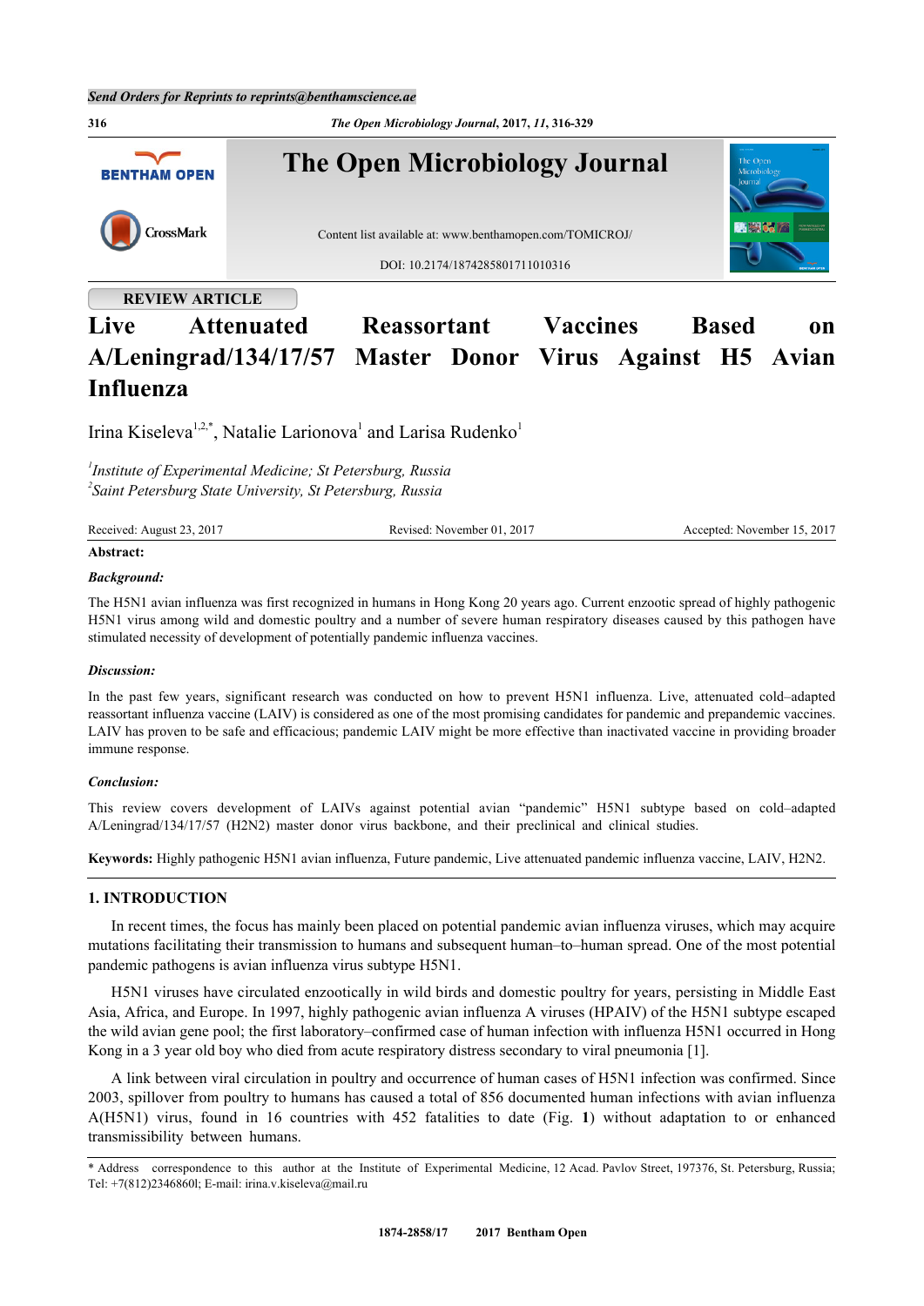Send Orders for Reprints to reprints@benthamscience.ae

# The Open Microbiology Journal

Content list available at: www.benthamopen.com/TOMICROJ/

DOI: 10.2174/1874285801711010316

**REVIEW ARTICLE**

# Live Attenuated Reassortant Vaccines Based on A/Leningrad/134/17/57 Master Donor Virus Against H5 Avian Influenza

Irina Kiseleva[1,2,*], Natalie Larionova[1] and Larisa Rudenko[1]

[1]*Institute of Experimental Medicine; St Petersburg, Russia*
[2]*Saint Petersburg State University, St Petersburg, Russia*

Received: August 23, 2017 Revised: November 01, 2017 Accepted: November 15, 2017

**Abstract:**

***Background:***

The H5N1 avian influenza was first recognized in humans in Hong Kong 20 years ago. Current enzootic spread of highly pathogenic H5N1 virus among wild and domestic poultry and a number of severe human respiratory diseases caused by this pathogen have stimulated necessity of development of potentially pandemic influenza vaccines.

***Discussion:***

In the past few years, significant research was conducted on how to prevent H5N1 influenza. Live, attenuated cold–adapted reassortant influenza vaccine (LAIV) is considered as one of the most promising candidates for pandemic and prepandemic vaccines. LAIV has proven to be safe and efficacious; pandemic LAIV might be more effective than inactivated vaccine in providing broader immune response.

***Conclusion:***

This review covers development of LAIVs against potential avian "pandemic" H5N1 subtype based on cold–adapted A/Leningrad/134/17/57 (H2N2) master donor virus backbone, and their preclinical and clinical studies.

**Keywords:** Highly pathogenic H5N1 avian influenza, Future pandemic, Live attenuated pandemic influenza vaccine, LAIV, H2N2.

## 1. INTRODUCTION

In recent times, the focus has mainly been placed on potential pandemic avian influenza viruses, which may acquire mutations facilitating their transmission to humans and subsequent human–to–human spread. One of the most potential pandemic pathogens is avian influenza virus subtype H5N1.

H5N1 viruses have circulated enzootically in wild birds and domestic poultry for years, persisting in Middle East Asia, Africa, and Europe. In 1997, highly pathogenic avian influenza A viruses (HPAIV) of the H5N1 subtype escaped the wild avian gene pool; the first laboratory–confirmed case of human infection with influenza H5N1 occurred in Hong Kong in a 3 year old boy who died from acute respiratory distress secondary to viral pneumonia [1].

A link between viral circulation in poultry and occurrence of human cases of H5N1 infection was confirmed. Since 2003, spillover from poultry to humans has caused a total of 856 documented human infections with avian influenza A(H5N1) virus, found in 16 countries with 452 fatalities to date (Fig. **1**) without adaptation to or enhanced transmissibility between humans.

---

\* Address correspondence to this author at the Institute of Experimental Medicine, 12 Acad. Pavlov Street, 197376, St. Petersburg, Russia; Tel: +7(812)2346860l; E-mail: irina.v.kiseleva@mail.ru

1874-2858/17 2017 Bentham Open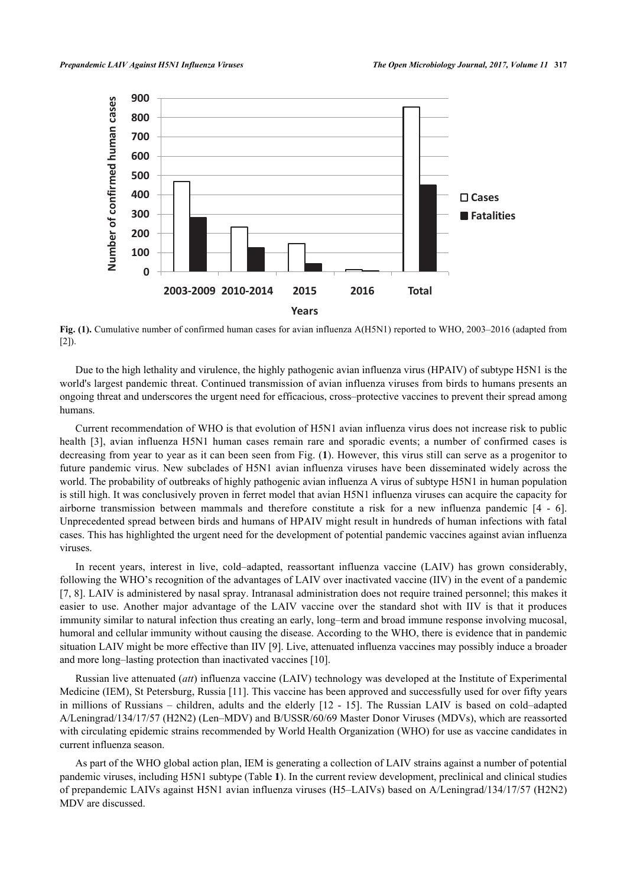**Fig. (1).** Cumulative number of confirmed human cases for avian influenza A(H5N1) reported to WHO, 2003–2016 (adapted from [2]).

Due to the high lethality and virulence, the highly pathogenic avian influenza virus (HPAIV) of subtype H5N1 is the world's largest pandemic threat. Continued transmission of avian influenza viruses from birds to humans presents an ongoing threat and underscores the urgent need for efficacious, cross–protective vaccines to prevent their spread among humans.

Current recommendation of WHO is that evolution of H5N1 avian influenza virus does not increase risk to public health [3], avian influenza H5N1 human cases remain rare and sporadic events; a number of confirmed cases is decreasing from year to year as it can been seen from Fig. (**1**). However, this virus still can serve as a progenitor to future pandemic virus. New subclades of H5N1 avian influenza viruses have been disseminated widely across the world. The probability of outbreaks of highly pathogenic avian influenza A virus of subtype H5N1 in human population is still high. It was conclusively proven in ferret model that avian H5N1 influenza viruses can acquire the capacity for airborne transmission between mammals and therefore constitute a risk for a new influenza pandemic [4 - 6]. Unprecedented spread between birds and humans of HPAIV might result in hundreds of human infections with fatal cases. This has highlighted the urgent need for the development of potential pandemic vaccines against avian influenza viruses.

In recent years, interest in live, cold–adapted, reassortant influenza vaccine (LAIV) has grown considerably, following the WHO's recognition of the advantages of LAIV over inactivated vaccine (IIV) in the event of a pandemic [7, 8]. LAIV is administered by nasal spray. Intranasal administration does not require trained personnel; this makes it easier to use. Another major advantage of the LAIV vaccine over the standard shot with IIV is that it produces immunity similar to natural infection thus creating an early, long–term and broad immune response involving mucosal, humoral and cellular immunity without causing the disease. According to the WHO, there is evidence that in pandemic situation LAIV might be more effective than IIV [9]. Live, attenuated influenza vaccines may possibly induce a broader and more long–lasting protection than inactivated vaccines [10].

Russian live attenuated (*att*) influenza vaccine (LAIV) technology was developed at the Institute of Experimental Medicine (IEM), St Petersburg, Russia [11]. This vaccine has been approved and successfully used for over fifty years in millions of Russians – children, adults and the elderly [12 - 15]. The Russian LAIV is based on cold–adapted A/Leningrad/134/17/57 (H2N2) (Len–MDV) and B/USSR/60/69 Master Donor Viruses (MDVs), which are reassorted with circulating epidemic strains recommended by World Health Organization (WHO) for use as vaccine candidates in current influenza season.

As part of the WHO global action plan, IEM is generating a collection of LAIV strains against a number of potential pandemic viruses, including H5N1 subtype (Table **1**). In the current review development, preclinical and clinical studies of prepandemic LAIVs against H5N1 avian influenza viruses (H5–LAIVs) based on A/Leningrad/134/17/57 (H2N2) MDV are discussed.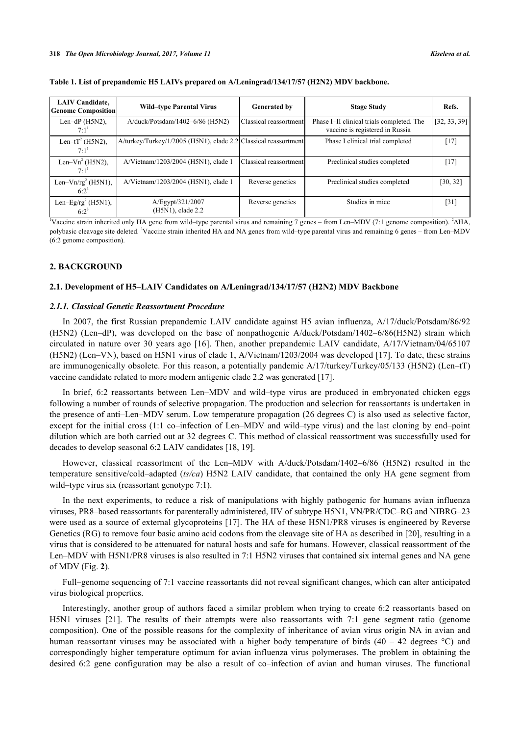**Table 1. List of prepandemic H5 LAIVs prepared on A/Leningrad/134/17/57 (H2N2) MDV backbone.**

| LAIV Candidate, Genome Composition | Wild–type Parental Virus | Generated by | Stage Study | Refs. |
|---|---|---|---|---|
| Len–dP (H5N2), 7:1[1] | A/duck/Potsdam/1402–6/86 (H5N2) | Classical reassortment | Phase I–II clinical trials completed. The vaccine is registered in Russia | [32, 33, 39] |
| Len–tT[2] (H5N2), 7:1[1] | A/turkey/Turkey/1/2005 (H5N1), clade 2.2 | Classical reassortment | Phase I clinical trial completed | [17] |
| Len–Vn[2] (H5N2), 7:1[1] | A/Vietnam/1203/2004 (H5N1), clade 1 | Classical reassortment | Preclinical studies completed | [17] |
| Len–Vn/rg[2] (H5N1), 6:2[3] | A/Vietnam/1203/2004 (H5N1), clade 1 | Reverse genetics | Preclinical studies completed | [30, 32] |
| Len–Eg/rg[2] (H5N1), 6:2[3] | A/Egypt/321/2007 (H5N1), clade 2.2 | Reverse genetics | Studies in mice | [31] |

[1]Vaccine strain inherited only HA gene from wild–type parental virus and remaining 7 genes – from Len–MDV (7:1 genome composition). [2]ΔHA, polybasic cleavage site deleted. [3]Vaccine strain inherited HA and NA genes from wild–type parental virus and remaining 6 genes – from Len–MDV (6:2 genome composition).

## 2. BACKGROUND

### 2.1. Development of H5–LAIV Candidates on A/Leningrad/134/17/57 (H2N2) MDV Backbone

#### *2.1.1. Classical Genetic Reassortment Procedure*

In 2007, the first Russian prepandemic LAIV candidate against H5 avian influenza, A/17/duck/Potsdam/86/92 (H5N2) (Len–dP), was developed on the base of nonpathogenic A/duck/Potsdam/1402–6/86(H5N2) strain which circulated in nature over 30 years ago [16]. Then, another prepandemic LAIV candidate, A/17/Vietnam/04/65107 (H5N2) (Len–VN), based on H5N1 virus of clade 1, A/Vietnam/1203/2004 was developed [17]. To date, these strains are immunogenically obsolete. For this reason, a potentially pandemic A/17/turkey/Turkey/05/133 (H5N2) (Len–tT) vaccine candidate related to more modern antigenic clade 2.2 was generated [17].

In brief, 6:2 reassortants between Len–MDV and wild–type virus are produced in embryonated chicken eggs following a number of rounds of selective propagation. The production and selection for reassortants is undertaken in the presence of anti–Len–MDV serum. Low temperature propagation (26 degrees C) is also used as selective factor, except for the initial cross (1:1 co–infection of Len–MDV and wild–type virus) and the last cloning by end–point dilution which are both carried out at 32 degrees C. This method of classical reassortment was successfully used for decades to develop seasonal 6:2 LAIV candidates [18, 19].

However, classical reassortment of the Len–MDV with A/duck/Potsdam/1402–6/86 (H5N2) resulted in the temperature sensitive/cold–adapted (*ts/ca*) H5N2 LAIV candidate, that contained the only HA gene segment from wild–type virus six (reassortant genotype 7:1).

In the next experiments, to reduce a risk of manipulations with highly pathogenic for humans avian influenza viruses, PR8–based reassortants for parenterally administered, IIV of subtype H5N1, VN/PR/CDC–RG and NIBRG–23 were used as a source of external glycoproteins [17]. The HA of these H5N1/PR8 viruses is engineered by Reverse Genetics (RG) to remove four basic amino acid codons from the cleavage site of HA as described in [20], resulting in a virus that is considered to be attenuated for natural hosts and safe for humans. However, classical reassortment of the Len–MDV with H5N1/PR8 viruses is also resulted in 7:1 H5N2 viruses that contained six internal genes and NA gene of MDV (Fig. **2**).

Full–genome sequencing of 7:1 vaccine reassortants did not reveal significant changes, which can alter anticipated virus biological properties.

Interestingly, another group of authors faced a similar problem when trying to create 6:2 reassortants based on H5N1 viruses [21]. The results of their attempts were also reassortants with 7:1 gene segment ratio (genome composition). One of the possible reasons for the complexity of inheritance of avian virus origin NA in avian and human reassortant viruses may be associated with a higher body temperature of birds (40 – 42 degrees °C) and correspondingly higher temperature optimum for avian influenza virus polymerases. The problem in obtaining the desired 6:2 gene configuration may be also a result of co–infection of avian and human viruses. The functional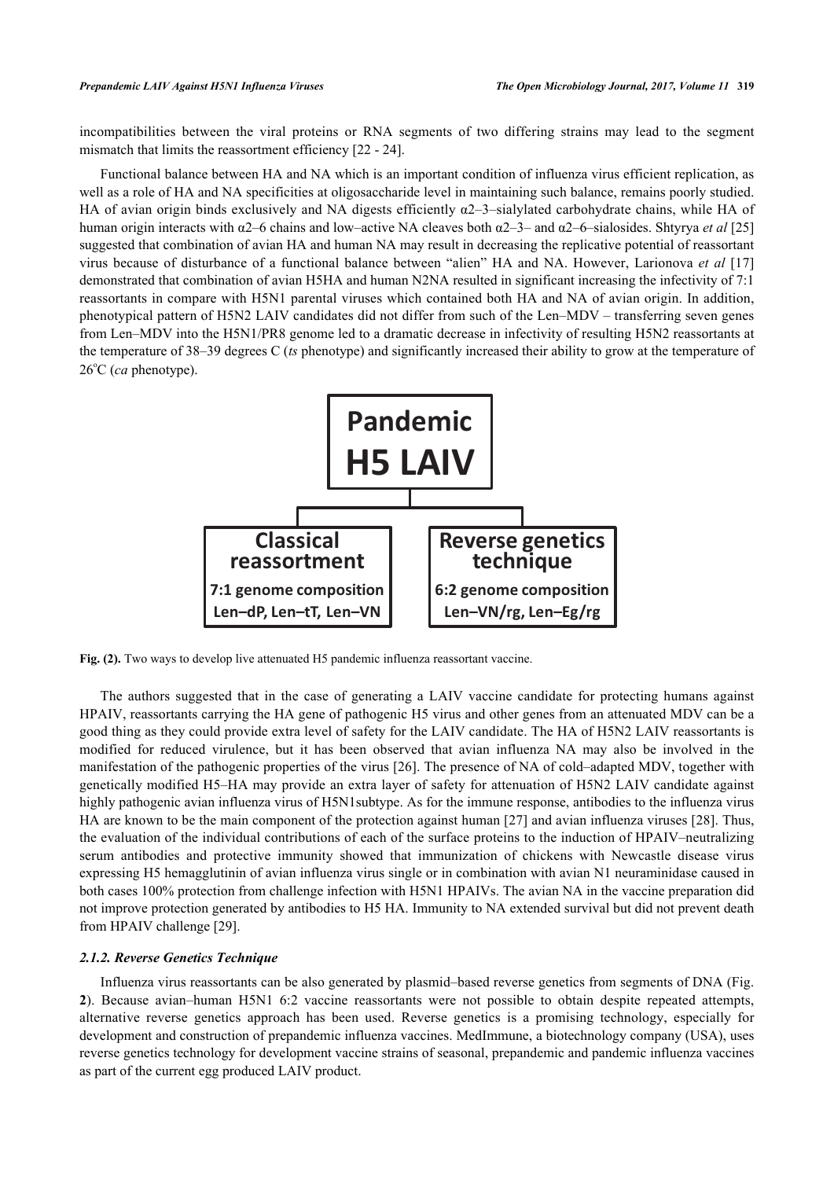incompatibilities between the viral proteins or RNA segments of two differing strains may lead to the segment mismatch that limits the reassortment efficiency [22 - 24].

Functional balance between HA and NA which is an important condition of influenza virus efficient replication, as well as a role of HA and NA specificities at oligosaccharide level in maintaining such balance, remains poorly studied. HA of avian origin binds exclusively and NA digests efficiently α2–3–sialylated carbohydrate chains, while HA of human origin interacts with α2–6 chains and low–active NA cleaves both α2–3– and α2–6–sialosides. Shtyrya *et al* [25] suggested that combination of avian HA and human NA may result in decreasing the replicative potential of reassortant virus because of disturbance of a functional balance between "alien" HA and NA. However, Larionova *et al* [17] demonstrated that combination of avian H5HA and human N2NA resulted in significant increasing the infectivity of 7:1 reassortants in compare with H5N1 parental viruses which contained both HA and NA of avian origin. In addition, phenotypical pattern of H5N2 LAIV candidates did not differ from such of the Len–MDV – transferring seven genes from Len–MDV into the H5N1/PR8 genome led to a dramatic decrease in infectivity of resulting H5N2 reassortants at the temperature of 38–39 degrees C (*ts* phenotype) and significantly increased their ability to grow at the temperature of $26^{o}$C (*ca* phenotype).

**Fig. (2).** Two ways to develop live attenuated H5 pandemic influenza reassortant vaccine.

The authors suggested that in the case of generating a LAIV vaccine candidate for protecting humans against HPAIV, reassortants carrying the HA gene of pathogenic H5 virus and other genes from an attenuated MDV can be a good thing as they could provide extra level of safety for the LAIV candidate. The HA of H5N2 LAIV reassortants is modified for reduced virulence, but it has been observed that avian influenza NA may also be involved in the manifestation of the pathogenic properties of the virus [26]. The presence of NA of cold–adapted MDV, together with genetically modified H5–HA may provide an extra layer of safety for attenuation of H5N2 LAIV candidate against highly pathogenic avian influenza virus of H5N1subtype. As for the immune response, antibodies to the influenza virus HA are known to be the main component of the protection against human [27] and avian influenza viruses [28]. Thus, the evaluation of the individual contributions of each of the surface proteins to the induction of HPAIV–neutralizing serum antibodies and protective immunity showed that immunization of chickens with Newcastle disease virus expressing H5 hemagglutinin of avian influenza virus single or in combination with avian N1 neuraminidase caused in both cases 100% protection from challenge infection with H5N1 HPAIVs. The avian NA in the vaccine preparation did not improve protection generated by antibodies to H5 HA. Immunity to NA extended survival but did not prevent death from HPAIV challenge [29].

### *2.1.2. Reverse Genetics Technique*

Influenza virus reassortants can be also generated by plasmid–based reverse genetics from segments of DNA (Fig. **2**). Because avian–human H5N1 6:2 vaccine reassortants were not possible to obtain despite repeated attempts, alternative reverse genetics approach has been used. Reverse genetics is a promising technology, especially for development and construction of prepandemic influenza vaccines. MedImmune, a biotechnology company (USA), uses reverse genetics technology for development vaccine strains of seasonal, prepandemic and pandemic influenza vaccines as part of the current egg produced LAIV product.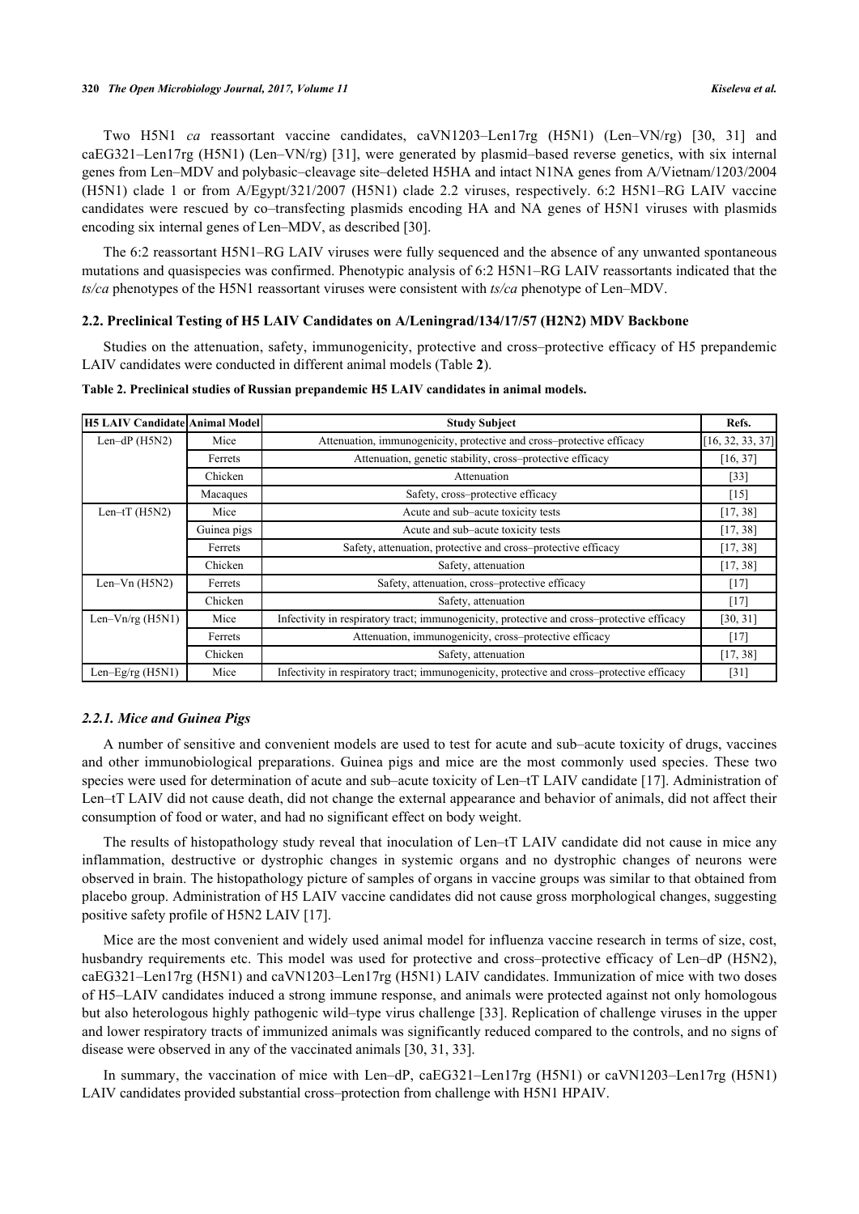Two H5N1 *ca* reassortant vaccine candidates, caVN1203–Len17rg (H5N1) (Len–VN/rg) [30, 31] and caEG321–Len17rg (H5N1) (Len–VN/rg) [31], were generated by plasmid–based reverse genetics, with six internal genes from Len–MDV and polybasic–cleavage site–deleted H5HA and intact N1NA genes from A/Vietnam/1203/2004 (H5N1) clade 1 or from A/Egypt/321/2007 (H5N1) clade 2.2 viruses, respectively. 6:2 H5N1–RG LAIV vaccine candidates were rescued by co–transfecting plasmids encoding HA and NA genes of H5N1 viruses with plasmids encoding six internal genes of Len–MDV, as described [30].

The 6:2 reassortant H5N1–RG LAIV viruses were fully sequenced and the absence of any unwanted spontaneous mutations and quasispecies was confirmed. Phenotypic analysis of 6:2 H5N1–RG LAIV reassortants indicated that the *ts/ca* phenotypes of the H5N1 reassortant viruses were consistent with *ts/ca* phenotype of Len–MDV.

### 2.2. Preclinical Testing of H5 LAIV Candidates on A/Leningrad/134/17/57 (H2N2) MDV Backbone

Studies on the attenuation, safety, immunogenicity, protective and cross–protective efficacy of H5 prepandemic LAIV candidates were conducted in different animal models (Table **2**).

**Table 2. Preclinical studies of Russian prepandemic H5 LAIV candidates in animal models.**

| H5 LAIV Candidate | Animal Model | Study Subject | Refs. |
|---|---|---|---|
| Len–dP (H5N2) | Mice | Attenuation, immunogenicity, protective and cross–protective efficacy | [16, 32, 33, 37] |
| | Ferrets | Attenuation, genetic stability, cross–protective efficacy | [16, 37] |
| | Chicken | Attenuation | [33] |
| | Macaques | Safety, cross–protective efficacy | [15] |
| Len–tT (H5N2) | Mice | Acute and sub–acute toxicity tests | [17, 38] |
| | Guinea pigs | Acute and sub–acute toxicity tests | [17, 38] |
| | Ferrets | Safety, attenuation, protective and cross–protective efficacy | [17, 38] |
| | Chicken | Safety, attenuation | [17, 38] |
| Len–Vn (H5N2) | Ferrets | Safety, attenuation, cross–protective efficacy | [17] |
| | Chicken | Safety, attenuation | [17] |
| Len–Vn/rg (H5N1) | Mice | Infectivity in respiratory tract; immunogenicity, protective and cross–protective efficacy | [30, 31] |
| | Ferrets | Attenuation, immunogenicity, cross–protective efficacy | [17] |
| | Chicken | Safety, attenuation | [17, 38] |
| Len–Eg/rg (H5N1) | Mice | Infectivity in respiratory tract; immunogenicity, protective and cross–protective efficacy | [31] |

#### *2.2.1. Mice and Guinea Pigs*

A number of sensitive and convenient models are used to test for acute and sub–acute toxicity of drugs, vaccines and other immunobiological preparations. Guinea pigs and mice are the most commonly used species. These two species were used for determination of acute and sub–acute toxicity of Len–tT LAIV candidate [17]. Administration of Len–tT LAIV did not cause death, did not change the external appearance and behavior of animals, did not affect their consumption of food or water, and had no significant effect on body weight.

The results of histopathology study reveal that inoculation of Len–tT LAIV candidate did not cause in mice any inflammation, destructive or dystrophic changes in systemic organs and no dystrophic changes of neurons were observed in brain. The histopathology picture of samples of organs in vaccine groups was similar to that obtained from placebo group. Administration of H5 LAIV vaccine candidates did not cause gross morphological changes, suggesting positive safety profile of H5N2 LAIV [17].

Mice are the most convenient and widely used animal model for influenza vaccine research in terms of size, cost, husbandry requirements etc. This model was used for protective and cross–protective efficacy of Len–dP (H5N2), caEG321–Len17rg (H5N1) and caVN1203–Len17rg (H5N1) LAIV candidates. Immunization of mice with two doses of H5–LAIV candidates induced a strong immune response, and animals were protected against not only homologous but also heterologous highly pathogenic wild–type virus challenge [33]. Replication of challenge viruses in the upper and lower respiratory tracts of immunized animals was significantly reduced compared to the controls, and no signs of disease were observed in any of the vaccinated animals [30, 31, 33].

In summary, the vaccination of mice with Len–dP, caEG321–Len17rg (H5N1) or caVN1203–Len17rg (H5N1) LAIV candidates provided substantial cross–protection from challenge with H5N1 HPAIV.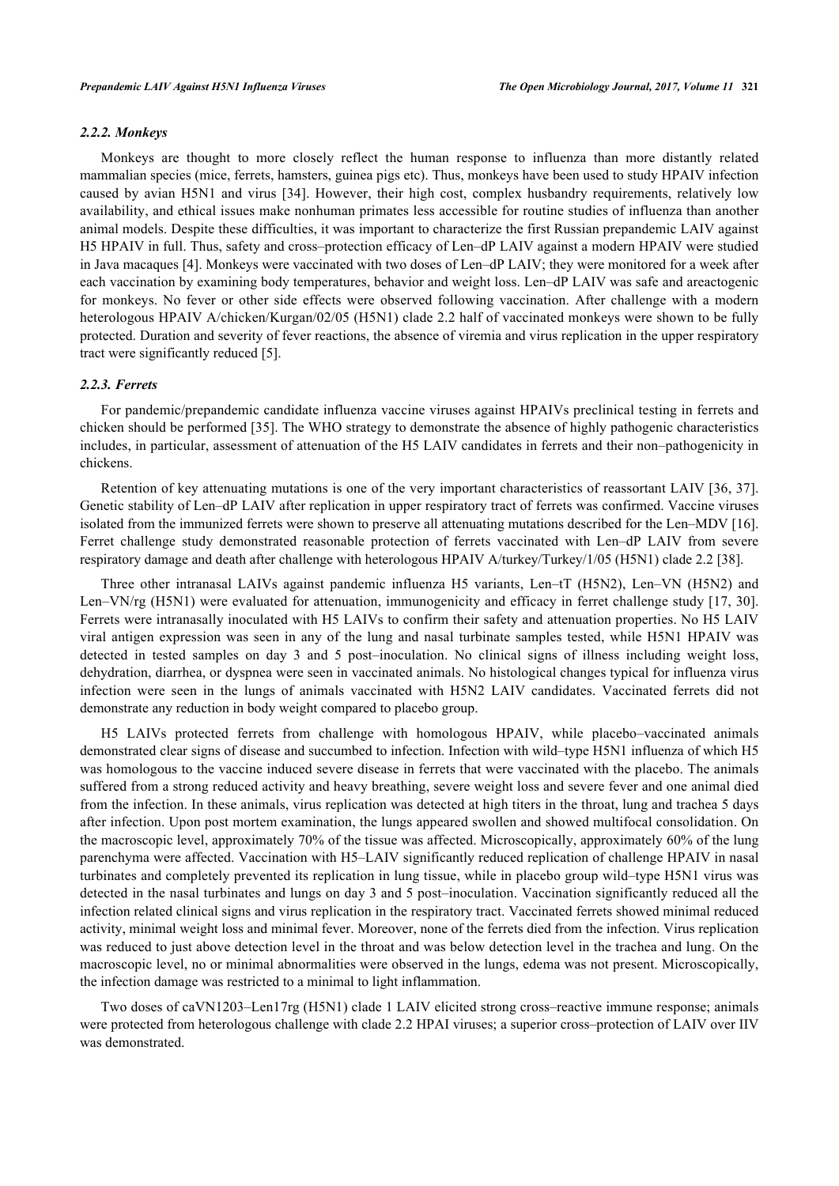### *2.2.2. Monkeys*

Monkeys are thought to more closely reflect the human response to influenza than more distantly related mammalian species (mice, ferrets, hamsters, guinea pigs etc). Thus, monkeys have been used to study HPAIV infection caused by avian H5N1 and virus [34]. However, their high cost, complex husbandry requirements, relatively low availability, and ethical issues make nonhuman primates less accessible for routine studies of influenza than another animal models. Despite these difficulties, it was important to characterize the first Russian prepandemic LAIV against H5 HPAIV in full. Thus, safety and cross–protection efficacy of Len–dP LAIV against a modern HPAIV were studied in Java macaques [4]. Monkeys were vaccinated with two doses of Len–dP LAIV; they were monitored for a week after each vaccination by examining body temperatures, behavior and weight loss. Len–dP LAIV was safe and areactogenic for monkeys. No fever or other side effects were observed following vaccination. After challenge with a modern heterologous HPAIV A/chicken/Kurgan/02/05 (H5N1) clade 2.2 half of vaccinated monkeys were shown to be fully protected. Duration and severity of fever reactions, the absence of viremia and virus replication in the upper respiratory tract were significantly reduced [5].

### *2.2.3. Ferrets*

For pandemic/prepandemic candidate influenza vaccine viruses against HPAIVs preclinical testing in ferrets and chicken should be performed [35]. The WHO strategy to demonstrate the absence of highly pathogenic characteristics includes, in particular, assessment of attenuation of the H5 LAIV candidates in ferrets and their non–pathogenicity in chickens.

Retention of key attenuating mutations is one of the very important characteristics of reassortant LAIV [36, 37]. Genetic stability of Len–dP LAIV after replication in upper respiratory tract of ferrets was confirmed. Vaccine viruses isolated from the immunized ferrets were shown to preserve all attenuating mutations described for the Len–MDV [16]. Ferret challenge study demonstrated reasonable protection of ferrets vaccinated with Len–dP LAIV from severe respiratory damage and death after challenge with heterologous HPAIV A/turkey/Turkey/1/05 (H5N1) clade 2.2 [38].

Three other intranasal LAIVs against pandemic influenza H5 variants, Len–tT (H5N2), Len–VN (H5N2) and Len–VN/rg (H5N1) were evaluated for attenuation, immunogenicity and efficacy in ferret challenge study [17, 30]. Ferrets were intranasally inoculated with H5 LAIVs to confirm their safety and attenuation properties. No H5 LAIV viral antigen expression was seen in any of the lung and nasal turbinate samples tested, while H5N1 HPAIV was detected in tested samples on day 3 and 5 post–inoculation. No clinical signs of illness including weight loss, dehydration, diarrhea, or dyspnea were seen in vaccinated animals. No histological changes typical for influenza virus infection were seen in the lungs of animals vaccinated with H5N2 LAIV candidates. Vaccinated ferrets did not demonstrate any reduction in body weight compared to placebo group.

H5 LAIVs protected ferrets from challenge with homologous HPAIV, while placebo–vaccinated animals demonstrated clear signs of disease and succumbed to infection. Infection with wild–type H5N1 influenza of which H5 was homologous to the vaccine induced severe disease in ferrets that were vaccinated with the placebo. The animals suffered from a strong reduced activity and heavy breathing, severe weight loss and severe fever and one animal died from the infection. In these animals, virus replication was detected at high titers in the throat, lung and trachea 5 days after infection. Upon post mortem examination, the lungs appeared swollen and showed multifocal consolidation. On the macroscopic level, approximately 70% of the tissue was affected. Microscopically, approximately 60% of the lung parenchyma were affected. Vaccination with H5–LAIV significantly reduced replication of challenge HPAIV in nasal turbinates and completely prevented its replication in lung tissue, while in placebo group wild–type H5N1 virus was detected in the nasal turbinates and lungs on day 3 and 5 post–inoculation. Vaccination significantly reduced all the infection related clinical signs and virus replication in the respiratory tract. Vaccinated ferrets showed minimal reduced activity, minimal weight loss and minimal fever. Moreover, none of the ferrets died from the infection. Virus replication was reduced to just above detection level in the throat and was below detection level in the trachea and lung. On the macroscopic level, no or minimal abnormalities were observed in the lungs, edema was not present. Microscopically, the infection damage was restricted to a minimal to light inflammation.

Two doses of caVN1203–Len17rg (H5N1) clade 1 LAIV elicited strong cross–reactive immune response; animals were protected from heterologous challenge with clade 2.2 HPAI viruses; a superior cross–protection of LAIV over IIV was demonstrated.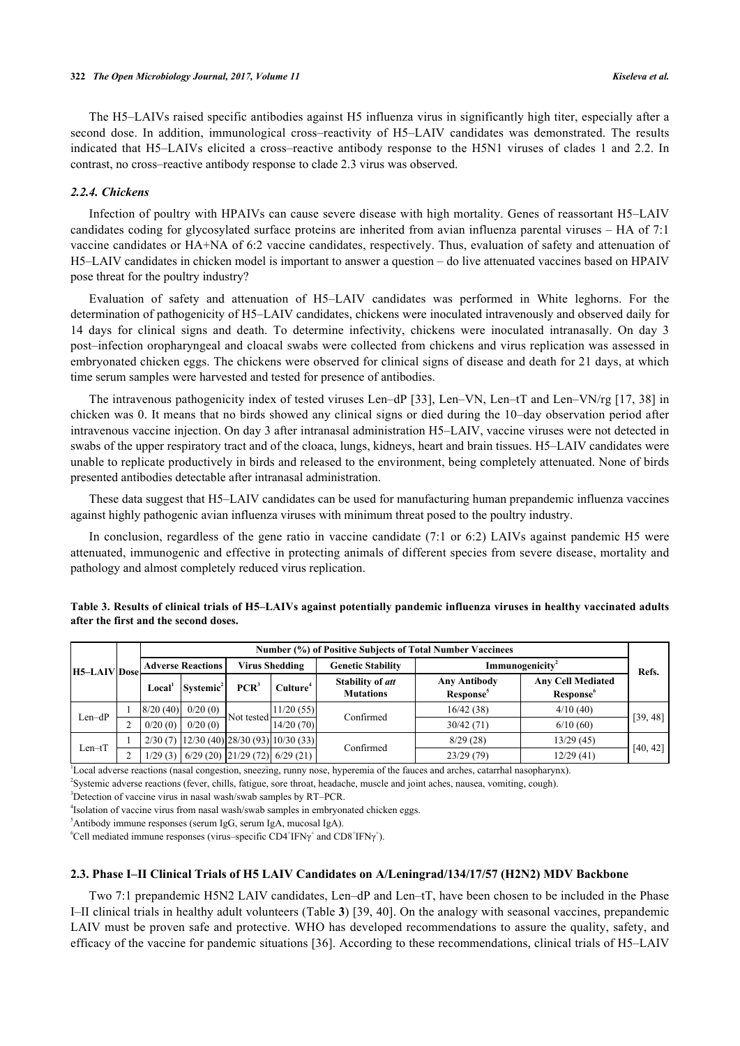The H5–LAIVs raised specific antibodies against H5 influenza virus in significantly high titer, especially after a second dose. In addition, immunological cross–reactivity of H5–LAIV candidates was demonstrated. The results indicated that H5–LAIVs elicited a cross–reactive antibody response to the H5N1 viruses of clades 1 and 2.2. In contrast, no cross–reactive antibody response to clade 2.3 virus was observed.

### *2.2.4. Chickens*

Infection of poultry with HPAIVs can cause severe disease with high mortality. Genes of reassortant H5–LAIV candidates coding for glycosylated surface proteins are inherited from avian influenza parental viruses – HA of 7:1 vaccine candidates or HA+NA of 6:2 vaccine candidates, respectively. Thus, evaluation of safety and attenuation of H5–LAIV candidates in chicken model is important to answer a question – do live attenuated vaccines based on HPAIV pose threat for the poultry industry?

Evaluation of safety and attenuation of H5–LAIV candidates was performed in White leghorns. For the determination of pathogenicity of H5–LAIV candidates, chickens were inoculated intravenously and observed daily for 14 days for clinical signs and death. To determine infectivity, chickens were inoculated intranasally. On day 3 post–infection oropharyngeal and cloacal swabs were collected from chickens and virus replication was assessed in embryonated chicken eggs. The chickens were observed for clinical signs of disease and death for 21 days, at which time serum samples were harvested and tested for presence of antibodies.

The intravenous pathogenicity index of tested viruses Len–dP [33], Len–VN, Len–tT and Len–VN/rg [17, 38] in chicken was 0. It means that no birds showed any clinical signs or died during the 10–day observation period after intravenous vaccine injection. On day 3 after intranasal administration H5–LAIV, vaccine viruses were not detected in swabs of the upper respiratory tract and of the cloaca, lungs, kidneys, heart and brain tissues. H5–LAIV candidates were unable to replicate productively in birds and released to the environment, being completely attenuated. None of birds presented antibodies detectable after intranasal administration.

These data suggest that H5–LAIV candidates can be used for manufacturing human prepandemic influenza vaccines against highly pathogenic avian influenza viruses with minimum threat posed to the poultry industry.

In conclusion, regardless of the gene ratio in vaccine candidate (7:1 or 6:2) LAIVs against pandemic H5 were attenuated, immunogenic and effective in protecting animals of different species from severe disease, mortality and pathology and almost completely reduced virus replication.

**Table 3. Results of clinical trials of H5–LAIVs against potentially pandemic influenza viruses in healthy vaccinated adults after the first and the second doses.**

| H5–LAIV | Dose | Number (%) of Positive Subjects of Total Number Vaccinees | | | | | | | Refs. |
|---|---|---|---|---|---|---|---|---|---|
| | | Adverse Reactions | | Virus Shedding | | Genetic Stability | Immunogenicity[2] | | |
| | | Local[1] | Systemic[2] | PCR[3] | Culture[4] | Stability of *att* Mutations | Any Antibody Response[5] | Any Cell Mediated Response[6] | |
| Len–dP | 1 | 8/20 (40) | 0/20 (0) | Not tested | 11/20 (55) | Confirmed | 16/42 (38) | 4/10 (40) | [39, 48] |
| | 2 | 0/20 (0) | 0/20 (0) | | 14/20 (70) | | 30/42 (71) | 6/10 (60) | |
| Len–tT | 1 | 2/30 (7) | 12/30 (40) | 28/30 (93) | 10/30 (33) | Confirmed | 8/29 (28) | 13/29 (45) | [40, 42] |
| | 2 | 1/29 (3) | 6/29 (20) | 21/29 (72) | 6/29 (21) | | 23/29 (79) | 12/29 (41) | |

[1]Local adverse reactions (nasal congestion, sneezing, runny nose, hyperemia of the fauces and arches, catarrhal nasopharynx).
[2]Systemic adverse reactions (fever, chills, fatigue, sore throat, headache, muscle and joint aches, nausea, vomiting, cough).
[3]Detection of vaccine virus in nasal wash/swab samples by RT–PCR.
[4]Isolation of vaccine virus from nasal wash/swab samples in embryonated chicken eggs.
[5]Antibody immune responses (serum IgG, serum IgA, mucosal IgA).
[6]Cell mediated immune responses (virus–specific $CD4^{+}IFN\gamma^{+}$ and $CD8^{+}IFN\gamma^{+}$).

## 2.3. Phase I–II Clinical Trials of H5 LAIV Candidates on A/Leningrad/134/17/57 (H2N2) MDV Backbone

Two 7:1 prepandemic H5N2 LAIV candidates, Len–dP and Len–tT, have been chosen to be included in the Phase I–II clinical trials in healthy adult volunteers (Table **3**) [39, 40]. On the analogy with seasonal vaccines, prepandemic LAIV must be proven safe and protective. WHO has developed recommendations to assure the quality, safety, and efficacy of the vaccine for pandemic situations [36]. According to these recommendations, clinical trials of H5–LAIV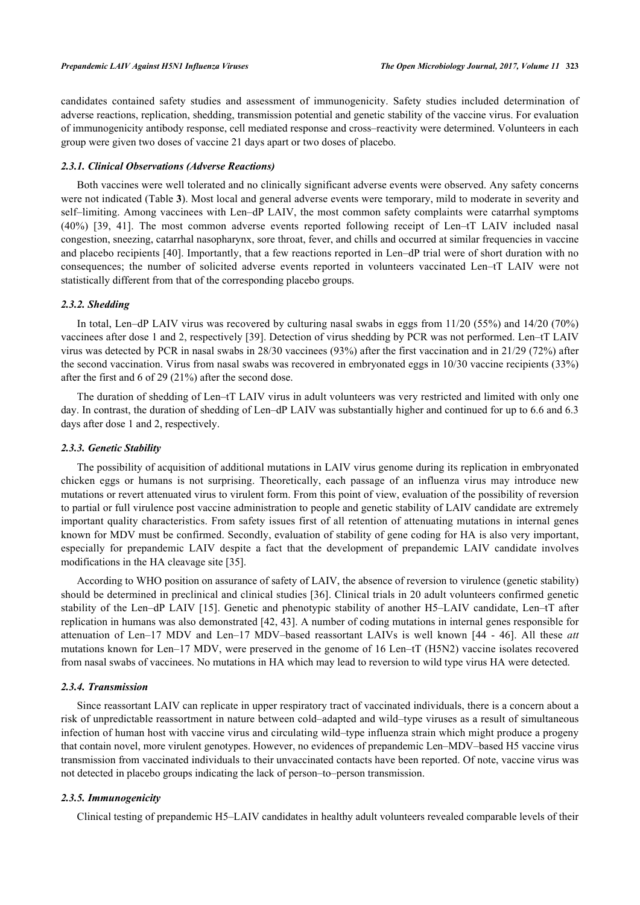candidates contained safety studies and assessment of immunogenicity. Safety studies included determination of adverse reactions, replication, shedding, transmission potential and genetic stability of the vaccine virus. For evaluation of immunogenicity antibody response, cell mediated response and cross–reactivity were determined. Volunteers in each group were given two doses of vaccine 21 days apart or two doses of placebo.

#### *2.3.1. Clinical Observations (Adverse Reactions)*

Both vaccines were well tolerated and no clinically significant adverse events were observed. Any safety concerns were not indicated (Table **3**). Most local and general adverse events were temporary, mild to moderate in severity and self–limiting. Among vaccinees with Len–dP LAIV, the most common safety complaints were catarrhal symptoms (40%) [39, 41]. The most common adverse events reported following receipt of Len–tT LAIV included nasal congestion, sneezing, catarrhal nasopharynx, sore throat, fever, and chills and occurred at similar frequencies in vaccine and placebo recipients [40]. Importantly, that a few reactions reported in Len–dP trial were of short duration with no consequences; the number of solicited adverse events reported in volunteers vaccinated Len–tT LAIV were not statistically different from that of the corresponding placebo groups.

#### *2.3.2. Shedding*

In total, Len–dP LAIV virus was recovered by culturing nasal swabs in eggs from 11/20 (55%) and 14/20 (70%) vaccinees after dose 1 and 2, respectively [39]. Detection of virus shedding by PCR was not performed. Len–tT LAIV virus was detected by PCR in nasal swabs in 28/30 vaccinees (93%) after the first vaccination and in 21/29 (72%) after the second vaccination. Virus from nasal swabs was recovered in embryonated eggs in 10/30 vaccine recipients (33%) after the first and 6 of 29 (21%) after the second dose.

The duration of shedding of Len–tT LAIV virus in adult volunteers was very restricted and limited with only one day. In contrast, the duration of shedding of Len–dP LAIV was substantially higher and continued for up to 6.6 and 6.3 days after dose 1 and 2, respectively.

#### *2.3.3. Genetic Stability*

The possibility of acquisition of additional mutations in LAIV virus genome during its replication in embryonated chicken eggs or humans is not surprising. Theoretically, each passage of an influenza virus may introduce new mutations or revert attenuated virus to virulent form. From this point of view, evaluation of the possibility of reversion to partial or full virulence post vaccine administration to people and genetic stability of LAIV candidate are extremely important quality characteristics. From safety issues first of all retention of attenuating mutations in internal genes known for MDV must be confirmed. Secondly, evaluation of stability of gene coding for HA is also very important, especially for prepandemic LAIV despite a fact that the development of prepandemic LAIV candidate involves modifications in the HA cleavage site [35].

According to WHO position on assurance of safety of LAIV, the absence of reversion to virulence (genetic stability) should be determined in preclinical and clinical studies [36]. Clinical trials in 20 adult volunteers confirmed genetic stability of the Len–dP LAIV [15]. Genetic and phenotypic stability of another H5–LAIV candidate, Len–tT after replication in humans was also demonstrated [42, 43]. A number of coding mutations in internal genes responsible for attenuation of Len–17 MDV and Len–17 MDV–based reassortant LAIVs is well known [44 - 46]. All these *att* mutations known for Len–17 MDV, were preserved in the genome of 16 Len–tT (H5N2) vaccine isolates recovered from nasal swabs of vaccinees. No mutations in HA which may lead to reversion to wild type virus HA were detected.

#### *2.3.4. Transmission*

Since reassortant LAIV can replicate in upper respiratory tract of vaccinated individuals, there is a concern about a risk of unpredictable reassortment in nature between cold–adapted and wild–type viruses as a result of simultaneous infection of human host with vaccine virus and circulating wild–type influenza strain which might produce a progeny that contain novel, more virulent genotypes. However, no evidences of prepandemic Len–MDV–based H5 vaccine virus transmission from vaccinated individuals to their unvaccinated contacts have been reported. Of note, vaccine virus was not detected in placebo groups indicating the lack of person–to–person transmission.

#### *2.3.5. Immunogenicity*

Clinical testing of prepandemic H5–LAIV candidates in healthy adult volunteers revealed comparable levels of their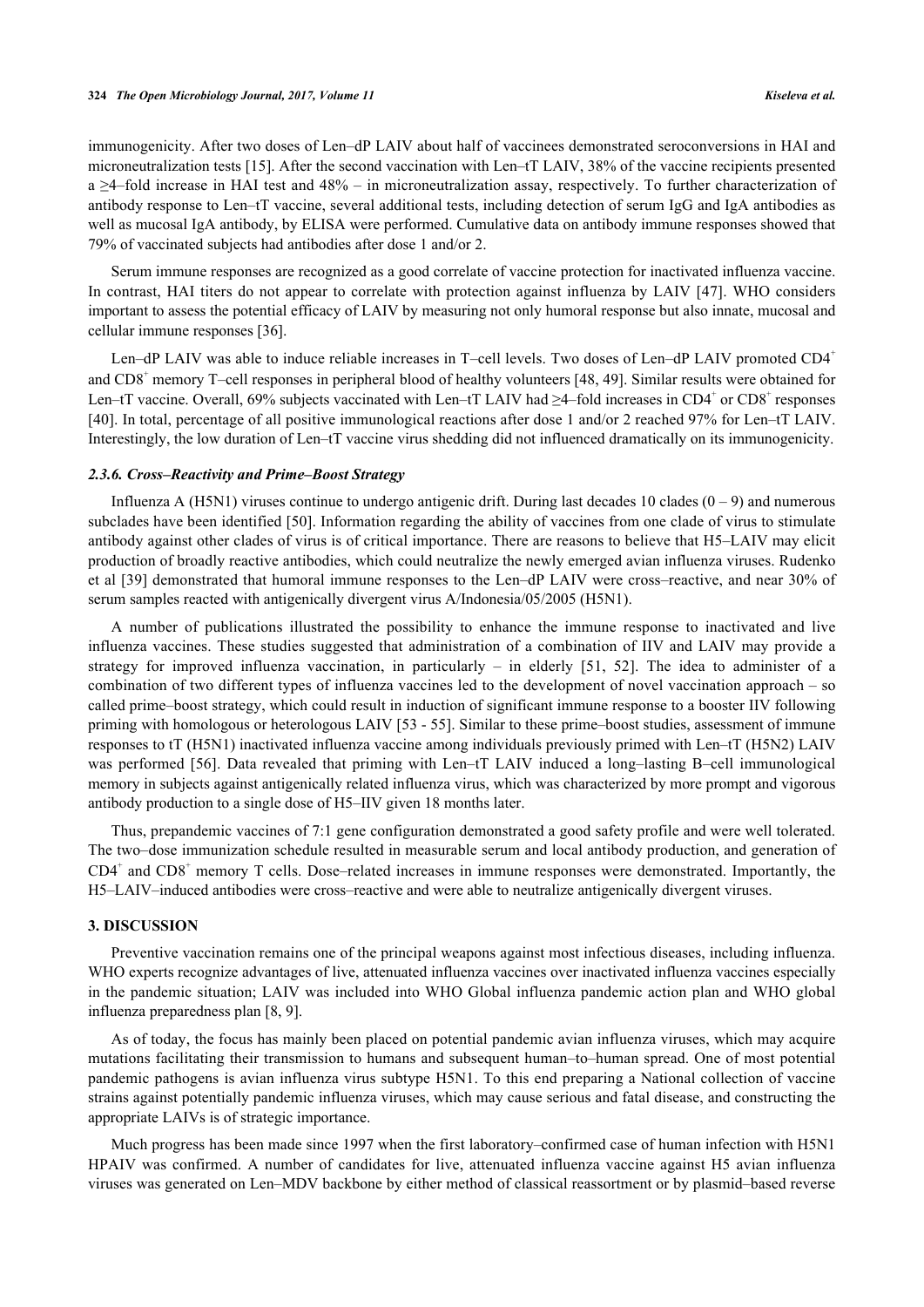immunogenicity. After two doses of Len–dP LAIV about half of vaccinees demonstrated seroconversions in HAI and microneutralization tests [15]. After the second vaccination with Len–tT LAIV, 38% of the vaccine recipients presented a ≥4–fold increase in HAI test and 48% – in microneutralization assay, respectively. To further characterization of antibody response to Len–tT vaccine, several additional tests, including detection of serum IgG and IgA antibodies as well as mucosal IgA antibody, by ELISA were performed. Cumulative data on antibody immune responses showed that 79% of vaccinated subjects had antibodies after dose 1 and/or 2.

Serum immune responses are recognized as a good correlate of vaccine protection for inactivated influenza vaccine. In contrast, HAI titers do not appear to correlate with protection against influenza by LAIV [47]. WHO considers important to assess the potential efficacy of LAIV by measuring not only humoral response but also innate, mucosal and cellular immune responses [36].

Len–dP LAIV was able to induce reliable increases in T–cell levels. Two doses of Len–dP LAIV promoted $CD4^+$ and $CD8^+$ memory T–cell responses in peripheral blood of healthy volunteers [48, 49]. Similar results were obtained for Len–tT vaccine. Overall, 69% subjects vaccinated with Len–tT LAIV had ≥4–fold increases in $CD4^+$ or $CD8^+$ responses [40]. In total, percentage of all positive immunological reactions after dose 1 and/or 2 reached 97% for Len–tT LAIV. Interestingly, the low duration of Len–tT vaccine virus shedding did not influenced dramatically on its immunogenicity.

### *2.3.6. Cross–Reactivity and Prime–Boost Strategy*

Influenza A (H5N1) viruses continue to undergo antigenic drift. During last decades 10 clades (0 – 9) and numerous subclades have been identified [50]. Information regarding the ability of vaccines from one clade of virus to stimulate antibody against other clades of virus is of critical importance. There are reasons to believe that H5–LAIV may elicit production of broadly reactive antibodies, which could neutralize the newly emerged avian influenza viruses. Rudenko et al [39] demonstrated that humoral immune responses to the Len–dP LAIV were cross–reactive, and near 30% of serum samples reacted with antigenically divergent virus A/Indonesia/05/2005 (H5N1).

A number of publications illustrated the possibility to enhance the immune response to inactivated and live influenza vaccines. These studies suggested that administration of a combination of IIV and LAIV may provide a strategy for improved influenza vaccination, in particularly – in elderly [51, 52]. The idea to administer of a combination of two different types of influenza vaccines led to the development of novel vaccination approach – so called prime–boost strategy, which could result in induction of significant immune response to a booster IIV following priming with homologous or heterologous LAIV [53 - 55]. Similar to these prime–boost studies, assessment of immune responses to tT (H5N1) inactivated influenza vaccine among individuals previously primed with Len–tT (H5N2) LAIV was performed [56]. Data revealed that priming with Len–tT LAIV induced a long–lasting B–cell immunological memory in subjects against antigenically related influenza virus, which was characterized by more prompt and vigorous antibody production to a single dose of H5–IIV given 18 months later.

Thus, prepandemic vaccines of 7:1 gene configuration demonstrated a good safety profile and were well tolerated. The two–dose immunization schedule resulted in measurable serum and local antibody production, and generation of $CD4^+$ and $CD8^+$ memory T cells. Dose–related increases in immune responses were demonstrated. Importantly, the H5–LAIV–induced antibodies were cross–reactive and were able to neutralize antigenically divergent viruses.

## 3. DISCUSSION

Preventive vaccination remains one of the principal weapons against most infectious diseases, including influenza. WHO experts recognize advantages of live, attenuated influenza vaccines over inactivated influenza vaccines especially in the pandemic situation; LAIV was included into WHO Global influenza pandemic action plan and WHO global influenza preparedness plan [8, 9].

As of today, the focus has mainly been placed on potential pandemic avian influenza viruses, which may acquire mutations facilitating their transmission to humans and subsequent human–to–human spread. One of most potential pandemic pathogens is avian influenza virus subtype H5N1. To this end preparing a National collection of vaccine strains against potentially pandemic influenza viruses, which may cause serious and fatal disease, and constructing the appropriate LAIVs is of strategic importance.

Much progress has been made since 1997 when the first laboratory–confirmed case of human infection with H5N1 HPAIV was confirmed. A number of candidates for live, attenuated influenza vaccine against H5 avian influenza viruses was generated on Len–MDV backbone by either method of classical reassortment or by plasmid–based reverse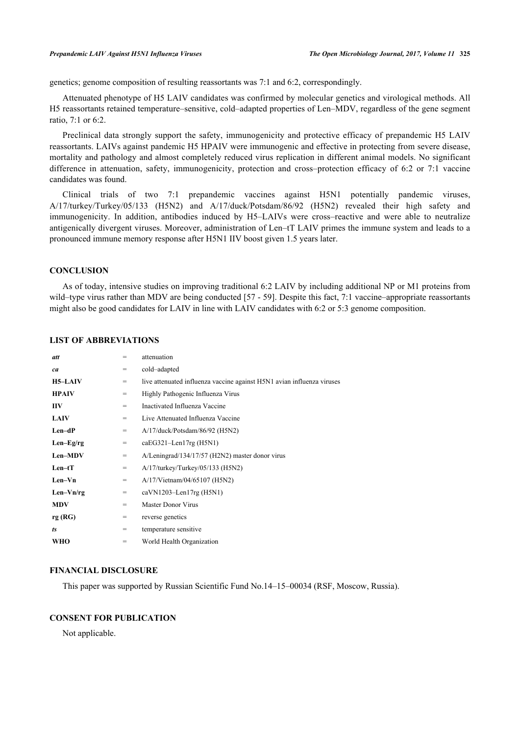genetics; genome composition of resulting reassortants was 7:1 and 6:2, correspondingly.

Attenuated phenotype of H5 LAIV candidates was confirmed by molecular genetics and virological methods. All H5 reassortants retained temperature–sensitive, cold–adapted properties of Len–MDV, regardless of the gene segment ratio, 7:1 or 6:2.

Preclinical data strongly support the safety, immunogenicity and protective efficacy of prepandemic H5 LAIV reassortants. LAIVs against pandemic H5 HPAIV were immunogenic and effective in protecting from severe disease, mortality and pathology and almost completely reduced virus replication in different animal models. No significant difference in attenuation, safety, immunogenicity, protection and cross–protection efficacy of 6:2 or 7:1 vaccine candidates was found.

Clinical trials of two 7:1 prepandemic vaccines against H5N1 potentially pandemic viruses, A/17/turkey/Turkey/05/133 (H5N2) and A/17/duck/Potsdam/86/92 (H5N2) revealed their high safety and immunogenicity. In addition, antibodies induced by H5–LAIVs were cross–reactive and were able to neutralize antigenically divergent viruses. Moreover, administration of Len–tT LAIV primes the immune system and leads to a pronounced immune memory response after H5N1 IIV boost given 1.5 years later.

## CONCLUSION

As of today, intensive studies on improving traditional 6:2 LAIV by including additional NP or M1 proteins from wild–type virus rather than MDV are being conducted [57 - 59]. Despite this fact, 7:1 vaccine–appropriate reassortants might also be good candidates for LAIV in line with LAIV candidates with 6:2 or 5:3 genome composition.

## LIST OF ABBREVIATIONS

| | | |
|---|---|---|
| ***att*** | = | attenuation |
| ***ca*** | = | cold–adapted |
| **H5–LAIV** | = | live attenuated influenza vaccine against H5N1 avian influenza viruses |
| **HPAIV** | = | Highly Pathogenic Influenza Virus |
| **IIV** | = | Inactivated Influenza Vaccine |
| **LAIV** | = | Live Attenuated Influenza Vaccine |
| **Len–dP** | = | A/17/duck/Potsdam/86/92 (H5N2) |
| **Len–Eg/rg** | = | caEG321–Len17rg (H5N1) |
| **Len–MDV** | = | A/Leningrad/134/17/57 (H2N2) master donor virus |
| **Len–tT** | = | A/17/turkey/Turkey/05/133 (H5N2) |
| **Len–Vn** | = | A/17/Vietnam/04/65107 (H5N2) |
| **Len–Vn/rg** | = | caVN1203–Len17rg (H5N1) |
| **MDV** | = | Master Donor Virus |
| **rg (RG)** | = | reverse genetics |
| ***ts*** | = | temperature sensitive |
| **WHO** | = | World Health Organization |

## FINANCIAL DISCLOSURE

This paper was supported by Russian Scientific Fund No.14–15–00034 (RSF, Moscow, Russia).

## CONSENT FOR PUBLICATION

Not applicable.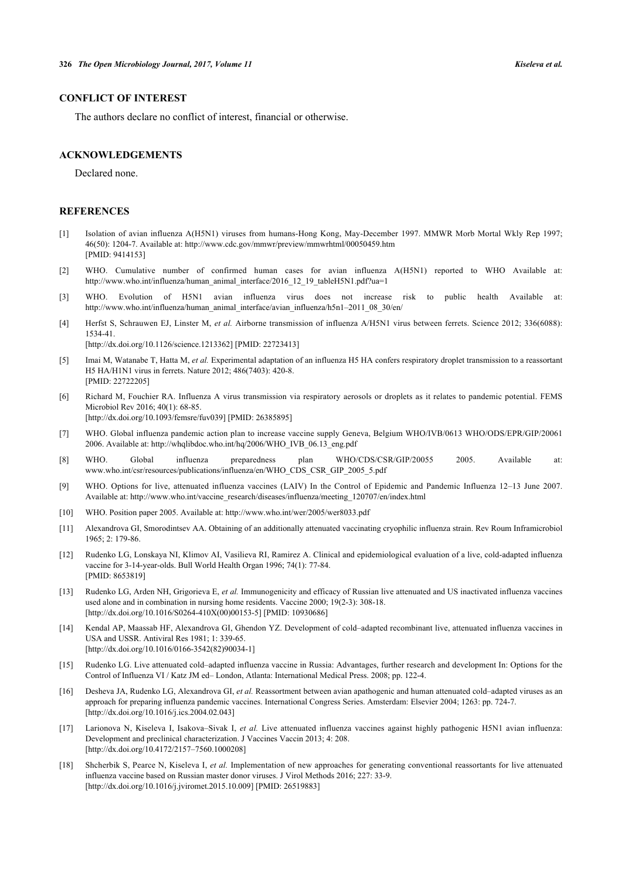## CONFLICT OF INTEREST

The authors declare no conflict of interest, financial or otherwise.

## ACKNOWLEDGEMENTS

Declared none.

## REFERENCES

[1] Isolation of avian influenza A(H5N1) viruses from humans-Hong Kong, May-December 1997. MMWR Morb Mortal Wkly Rep 1997; 46(50): 1204-7. Available at: http://www.cdc.gov/mmwr/preview/mmwrhtml/00050459.htm [PMID: 9414153]

[2] WHO. Cumulative number of confirmed human cases for avian influenza A(H5N1) reported to WHO Available at: http://www.who.int/influenza/human_animal_interface/2016_12_19_tableH5N1.pdf?ua=1

[3] WHO. Evolution of H5N1 avian influenza virus does not increase risk to public health Available at: http://www.who.int/influenza/human_animal_interface/avian_influenza/h5n1–2011_08_30/en/

[4] Herfst S, Schrauwen EJ, Linster M, *et al.* Airborne transmission of influenza A/H5N1 virus between ferrets. Science 2012; 336(6088): 1534-41. [http://dx.doi.org/10.1126/science.1213362] [PMID: 22723413]

[5] Imai M, Watanabe T, Hatta M, *et al.* Experimental adaptation of an influenza H5 HA confers respiratory droplet transmission to a reassortant H5 HA/H1N1 virus in ferrets. Nature 2012; 486(7403): 420-8. [PMID: 22722205]

[6] Richard M, Fouchier RA. Influenza A virus transmission via respiratory aerosols or droplets as it relates to pandemic potential. FEMS Microbiol Rev 2016; 40(1): 68-85. [http://dx.doi.org/10.1093/femsre/fuv039] [PMID: 26385895]

[7] WHO. Global influenza pandemic action plan to increase vaccine supply Geneva, Belgium WHO/IVB/0613 WHO/ODS/EPR/GIP/20061 2006. Available at: http://whqlibdoc.who.int/hq/2006/WHO_IVB_06.13_eng.pdf

[8] WHO. Global influenza preparedness plan WHO/CDS/CSR/GIP/20055 2005. Available at: www.who.int/csr/resources/publications/influenza/en/WHO_CDS_CSR_GIP_2005_5.pdf

[9] WHO. Options for live, attenuated influenza vaccines (LAIV) In the Control of Epidemic and Pandemic Influenza 12–13 June 2007. Available at: http://www.who.int/vaccine_research/diseases/influenza/meeting_120707/en/index.html

[10] WHO. Position paper 2005. Available at: http://www.who.int/wer/2005/wer8033.pdf

[11] Alexandrova GI, Smorodintsev AA. Obtaining of an additionally attenuated vaccinating cryophilic influenza strain. Rev Roum Inframicrobiol 1965; 2: 179-86.

[12] Rudenko LG, Lonskaya NI, Klimov AI, Vasilieva RI, Ramirez A. Clinical and epidemiological evaluation of a live, cold-adapted influenza vaccine for 3-14-year-olds. Bull World Health Organ 1996; 74(1): 77-84. [PMID: 8653819]

[13] Rudenko LG, Arden NH, Grigorieva E, *et al.* Immunogenicity and efficacy of Russian live attenuated and US inactivated influenza vaccines used alone and in combination in nursing home residents. Vaccine 2000; 19(2-3): 308-18. [http://dx.doi.org/10.1016/S0264-410X(00)00153-5] [PMID: 10930686]

[14] Kendal AP, Maassab HF, Alexandrova GI, Ghendon YZ. Development of cold–adapted recombinant live, attenuated influenza vaccines in USA and USSR. Antiviral Res 1981; 1: 339-65. [http://dx.doi.org/10.1016/0166-3542(82)90034-1]

[15] Rudenko LG. Live attenuated cold–adapted influenza vaccine in Russia: Advantages, further research and development In: Options for the Control of Influenza VI / Katz JM ed– London, Atlanta: International Medical Press. 2008; pp. 122-4.

[16] Desheva JA, Rudenko LG, Alexandrova GI, *et al.* Reassortment between avian apathogenic and human attenuated cold–adapted viruses as an approach for preparing influenza pandemic vaccines. International Congress Series. Amsterdam: Elsevier 2004; 1263: pp. 724-7. [http://dx.doi.org/10.1016/j.ics.2004.02.043]

[17] Larionova N, Kiseleva I, Isakova–Sivak I, *et al.* Live attenuated influenza vaccines against highly pathogenic H5N1 avian influenza: Development and preclinical characterization. J Vaccines Vaccin 2013; 4: 208. [http://dx.doi.org/10.4172/2157–7560.1000208]

[18] Shcherbik S, Pearce N, Kiseleva I, *et al.* Implementation of new approaches for generating conventional reassortants for live attenuated influenza vaccine based on Russian master donor viruses. J Virol Methods 2016; 227: 33-9. [http://dx.doi.org/10.1016/j.jviromet.2015.10.009] [PMID: 26519883]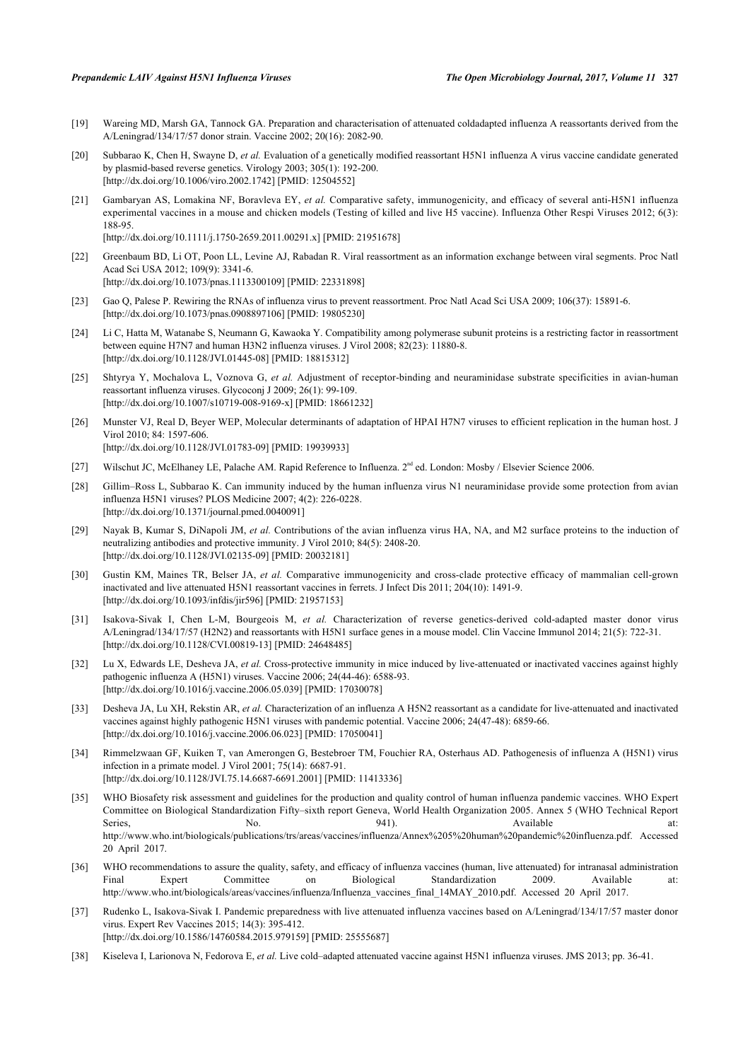[19] Wareing MD, Marsh GA, Tannock GA. Preparation and characterisation of attenuated coldadapted influenza A reassortants derived from the A/Leningrad/134/17/57 donor strain. Vaccine 2002; 20(16): 2082-90.

[20] Subbarao K, Chen H, Swayne D, *et al.* Evaluation of a genetically modified reassortant H5N1 influenza A virus vaccine candidate generated by plasmid-based reverse genetics. Virology 2003; 305(1): 192-200. [http://dx.doi.org/10.1006/viro.2002.1742] [PMID: 12504552]

[21] Gambaryan AS, Lomakina NF, Boravleva EY, *et al.* Comparative safety, immunogenicity, and efficacy of several anti-H5N1 influenza experimental vaccines in a mouse and chicken models (Testing of killed and live H5 vaccine). Influenza Other Respi Viruses 2012; 6(3): 188-95. [http://dx.doi.org/10.1111/j.1750-2659.2011.00291.x] [PMID: 21951678]

[22] Greenbaum BD, Li OT, Poon LL, Levine AJ, Rabadan R. Viral reassortment as an information exchange between viral segments. Proc Natl Acad Sci USA 2012; 109(9): 3341-6. [http://dx.doi.org/10.1073/pnas.1113300109] [PMID: 22331898]

[23] Gao Q, Palese P. Rewiring the RNAs of influenza virus to prevent reassortment. Proc Natl Acad Sci USA 2009; 106(37): 15891-6. [http://dx.doi.org/10.1073/pnas.0908897106] [PMID: 19805230]

[24] Li C, Hatta M, Watanabe S, Neumann G, Kawaoka Y. Compatibility among polymerase subunit proteins is a restricting factor in reassortment between equine H7N7 and human H3N2 influenza viruses. J Virol 2008; 82(23): 11880-8. [http://dx.doi.org/10.1128/JVI.01445-08] [PMID: 18815312]

[25] Shtyrya Y, Mochalova L, Voznova G, *et al.* Adjustment of receptor-binding and neuraminidase substrate specificities in avian-human reassortant influenza viruses. Glycoconj J 2009; 26(1): 99-109. [http://dx.doi.org/10.1007/s10719-008-9169-x] [PMID: 18661232]

[26] Munster VJ, Real D, Beyer WEP, Molecular determinants of adaptation of HPAI H7N7 viruses to efficient replication in the human host. J Virol 2010; 84: 1597-606. [http://dx.doi.org/10.1128/JVI.01783-09] [PMID: 19939933]

[27] Wilschut JC, McElhaney LE, Palache AM. Rapid Reference to Influenza. 2nd ed. London: Mosby / Elsevier Science 2006.

[28] Gillim–Ross L, Subbarao K. Can immunity induced by the human influenza virus N1 neuraminidase provide some protection from avian influenza H5N1 viruses? PLOS Medicine 2007; 4(2): 226-0228. [http://dx.doi.org/10.1371/journal.pmed.0040091]

[29] Nayak B, Kumar S, DiNapoli JM, *et al.* Contributions of the avian influenza virus HA, NA, and M2 surface proteins to the induction of neutralizing antibodies and protective immunity. J Virol 2010; 84(5): 2408-20. [http://dx.doi.org/10.1128/JVI.02135-09] [PMID: 20032181]

[30] Gustin KM, Maines TR, Belser JA, *et al.* Comparative immunogenicity and cross-clade protective efficacy of mammalian cell-grown inactivated and live attenuated H5N1 reassortant vaccines in ferrets. J Infect Dis 2011; 204(10): 1491-9. [http://dx.doi.org/10.1093/infdis/jir596] [PMID: 21957153]

[31] Isakova-Sivak I, Chen L-M, Bourgeois M, *et al.* Characterization of reverse genetics-derived cold-adapted master donor virus A/Leningrad/134/17/57 (H2N2) and reassortants with H5N1 surface genes in a mouse model. Clin Vaccine Immunol 2014; 21(5): 722-31. [http://dx.doi.org/10.1128/CVI.00819-13] [PMID: 24648485]

[32] Lu X, Edwards LE, Desheva JA, *et al.* Cross-protective immunity in mice induced by live-attenuated or inactivated vaccines against highly pathogenic influenza A (H5N1) viruses. Vaccine 2006; 24(44-46): 6588-93. [http://dx.doi.org/10.1016/j.vaccine.2006.05.039] [PMID: 17030078]

[33] Desheva JA, Lu XH, Rekstin AR, *et al.* Characterization of an influenza A H5N2 reassortant as a candidate for live-attenuated and inactivated vaccines against highly pathogenic H5N1 viruses with pandemic potential. Vaccine 2006; 24(47-48): 6859-66. [http://dx.doi.org/10.1016/j.vaccine.2006.06.023] [PMID: 17050041]

[34] Rimmelzwaan GF, Kuiken T, van Amerongen G, Bestebroer TM, Fouchier RA, Osterhaus AD. Pathogenesis of influenza A (H5N1) virus infection in a primate model. J Virol 2001; 75(14): 6687-91. [http://dx.doi.org/10.1128/JVI.75.14.6687-6691.2001] [PMID: 11413336]

[35] WHO Biosafety risk assessment and guidelines for the production and quality control of human influenza pandemic vaccines. WHO Expert Committee on Biological Standardization Fifty–sixth report Geneva, World Health Organization 2005. Annex 5 (WHO Technical Report Series, No. 941). Available at: http://www.who.int/biologicals/publications/trs/areas/vaccines/influenza/Annex%205%20human%20pandemic%20influenza.pdf. Accessed 20 April 2017.

[36] WHO recommendations to assure the quality, safety, and efficacy of influenza vaccines (human, live attenuated) for intranasal administration Final Expert Committee on Biological Standardization 2009. Available at: http://www.who.int/biologicals/areas/vaccines/influenza/Influenza_vaccines_final_14MAY_2010.pdf. Accessed 20 April 2017.

[37] Rudenko L, Isakova-Sivak I. Pandemic preparedness with live attenuated influenza vaccines based on A/Leningrad/134/17/57 master donor virus. Expert Rev Vaccines 2015; 14(3): 395-412. [http://dx.doi.org/10.1586/14760584.2015.979159] [PMID: 25555687]

[38] Kiseleva I, Larionova N, Fedorova E, *et al.* Live cold–adapted attenuated vaccine against H5N1 influenza viruses. JMS 2013; pp. 36-41.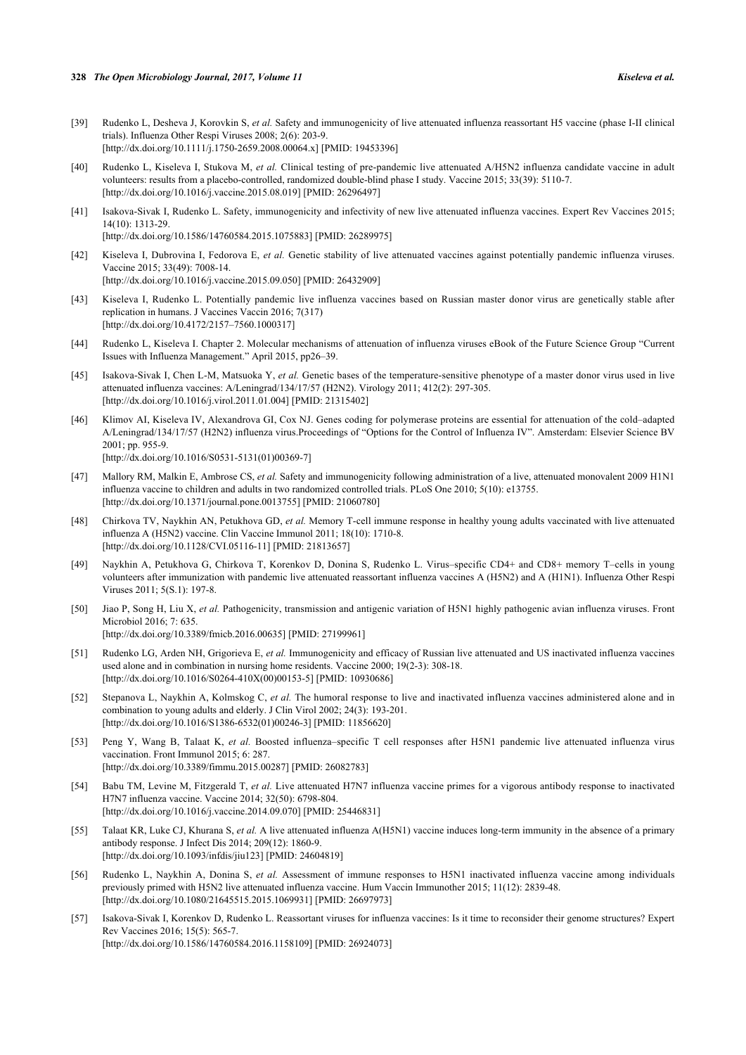[39] Rudenko L, Desheva J, Korovkin S, *et al.* Safety and immunogenicity of live attenuated influenza reassortant H5 vaccine (phase I-II clinical trials). Influenza Other Respi Viruses 2008; 2(6): 203-9.
[http://dx.doi.org/10.1111/j.1750-2659.2008.00064.x] [PMID: 19453396]

[40] Rudenko L, Kiseleva I, Stukova M, *et al.* Clinical testing of pre-pandemic live attenuated A/H5N2 influenza candidate vaccine in adult volunteers: results from a placebo-controlled, randomized double-blind phase I study. Vaccine 2015; 33(39): 5110-7.
[http://dx.doi.org/10.1016/j.vaccine.2015.08.019] [PMID: 26296497]

[41] Isakova-Sivak I, Rudenko L. Safety, immunogenicity and infectivity of new live attenuated influenza vaccines. Expert Rev Vaccines 2015; 14(10): 1313-29.
[http://dx.doi.org/10.1586/14760584.2015.1075883] [PMID: 26289975]

[42] Kiseleva I, Dubrovina I, Fedorova E, *et al.* Genetic stability of live attenuated vaccines against potentially pandemic influenza viruses. Vaccine 2015; 33(49): 7008-14.
[http://dx.doi.org/10.1016/j.vaccine.2015.09.050] [PMID: 26432909]

[43] Kiseleva I, Rudenko L. Potentially pandemic live influenza vaccines based on Russian master donor virus are genetically stable after replication in humans. J Vaccines Vaccin 2016; 7(317)
[http://dx.doi.org/10.4172/2157–7560.1000317]

[44] Rudenko L, Kiseleva I. Chapter 2. Molecular mechanisms of attenuation of influenza viruses eBook of the Future Science Group "Current Issues with Influenza Management." April 2015, pp26–39.

[45] Isakova-Sivak I, Chen L-M, Matsuoka Y, *et al.* Genetic bases of the temperature-sensitive phenotype of a master donor virus used in live attenuated influenza vaccines: A/Leningrad/134/17/57 (H2N2). Virology 2011; 412(2): 297-305.
[http://dx.doi.org/10.1016/j.virol.2011.01.004] [PMID: 21315402]

[46] Klimov AI, Kiseleva IV, Alexandrova GI, Cox NJ. Genes coding for polymerase proteins are essential for attenuation of the cold–adapted A/Leningrad/134/17/57 (H2N2) influenza virus.Proceedings of "Options for the Control of Influenza IV". Amsterdam: Elsevier Science BV 2001; pp. 955-9.
[http://dx.doi.org/10.1016/S0531-5131(01)00369-7]

[47] Mallory RM, Malkin E, Ambrose CS, *et al.* Safety and immunogenicity following administration of a live, attenuated monovalent 2009 H1N1 influenza vaccine to children and adults in two randomized controlled trials. PLoS One 2010; 5(10): e13755.
[http://dx.doi.org/10.1371/journal.pone.0013755] [PMID: 21060780]

[48] Chirkova TV, Naykhin AN, Petukhova GD, *et al.* Memory T-cell immune response in healthy young adults vaccinated with live attenuated influenza A (H5N2) vaccine. Clin Vaccine Immunol 2011; 18(10): 1710-8.
[http://dx.doi.org/10.1128/CVI.05116-11] [PMID: 21813657]

[49] Naykhin A, Petukhova G, Chirkova T, Korenkov D, Donina S, Rudenko L. Virus–specific CD4+ and CD8+ memory T–cells in young volunteers after immunization with pandemic live attenuated reassortant influenza vaccines A (H5N2) and A (H1N1). Influenza Other Respi Viruses 2011; 5(S.1): 197-8.

[50] Jiao P, Song H, Liu X, *et al.* Pathogenicity, transmission and antigenic variation of H5N1 highly pathogenic avian influenza viruses. Front Microbiol 2016; 7: 635.
[http://dx.doi.org/10.3389/fmicb.2016.00635] [PMID: 27199961]

[51] Rudenko LG, Arden NH, Grigorieva E, *et al.* Immunogenicity and efficacy of Russian live attenuated and US inactivated influenza vaccines used alone and in combination in nursing home residents. Vaccine 2000; 19(2-3): 308-18.
[http://dx.doi.org/10.1016/S0264-410X(00)00153-5] [PMID: 10930686]

[52] Stepanova L, Naykhin A, Kolmskog C, *et al.* The humoral response to live and inactivated influenza vaccines administered alone and in combination to young adults and elderly. J Clin Virol 2002; 24(3): 193-201.
[http://dx.doi.org/10.1016/S1386-6532(01)00246-3] [PMID: 11856620]

[53] Peng Y, Wang B, Talaat K, *et al.* Boosted influenza–specific T cell responses after H5N1 pandemic live attenuated influenza virus vaccination. Front Immunol 2015; 6: 287.
[http://dx.doi.org/10.3389/fimmu.2015.00287] [PMID: 26082783]

[54] Babu TM, Levine M, Fitzgerald T, *et al.* Live attenuated H7N7 influenza vaccine primes for a vigorous antibody response to inactivated H7N7 influenza vaccine. Vaccine 2014; 32(50): 6798-804.
[http://dx.doi.org/10.1016/j.vaccine.2014.09.070] [PMID: 25446831]

[55] Talaat KR, Luke CJ, Khurana S, *et al.* A live attenuated influenza A(H5N1) vaccine induces long-term immunity in the absence of a primary antibody response. J Infect Dis 2014; 209(12): 1860-9.
[http://dx.doi.org/10.1093/infdis/jiu123] [PMID: 24604819]

[56] Rudenko L, Naykhin A, Donina S, *et al.* Assessment of immune responses to H5N1 inactivated influenza vaccine among individuals previously primed with H5N2 live attenuated influenza vaccine. Hum Vaccin Immunother 2015; 11(12): 2839-48.
[http://dx.doi.org/10.1080/21645515.2015.1069931] [PMID: 26697973]

[57] Isakova-Sivak I, Korenkov D, Rudenko L. Reassortant viruses for influenza vaccines: Is it time to reconsider their genome structures? Expert Rev Vaccines 2016; 15(5): 565-7.
[http://dx.doi.org/10.1586/14760584.2016.1158109] [PMID: 26924073]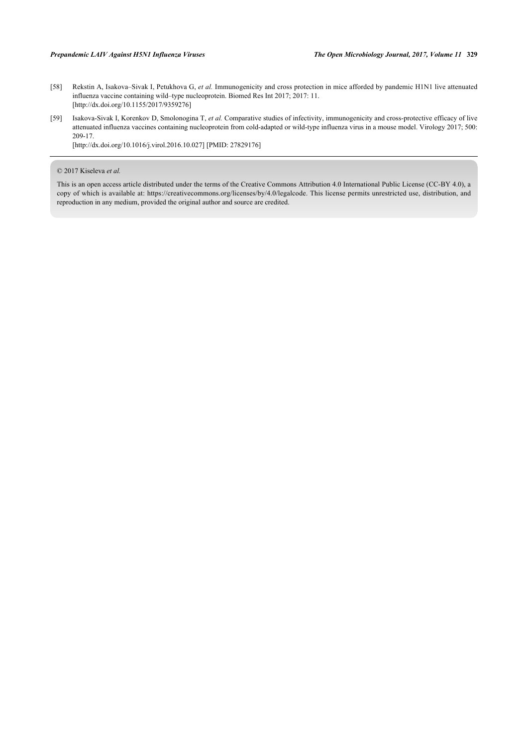[58] Rekstin A, Isakova–Sivak I, Petukhova G, *et al.* Immunogenicity and cross protection in mice afforded by pandemic H1N1 live attenuated influenza vaccine containing wild–type nucleoprotein. Biomed Res Int 2017; 2017: 11. [http://dx.doi.org/10.1155/2017/9359276]

[59] Isakova-Sivak I, Korenkov D, Smolonogina T, *et al.* Comparative studies of infectivity, immunogenicity and cross-protective efficacy of live attenuated influenza vaccines containing nucleoprotein from cold-adapted or wild-type influenza virus in a mouse model. Virology 2017; 500: 209-17. [http://dx.doi.org/10.1016/j.virol.2016.10.027] [PMID: 27829176]

---

© 2017 Kiseleva *et al.*

This is an open access article distributed under the terms of the Creative Commons Attribution 4.0 International Public License (CC-BY 4.0), a copy of which is available at: https://creativecommons.org/licenses/by/4.0/legalcode. This license permits unrestricted use, distribution, and reproduction in any medium, provided the original author and source are credited.